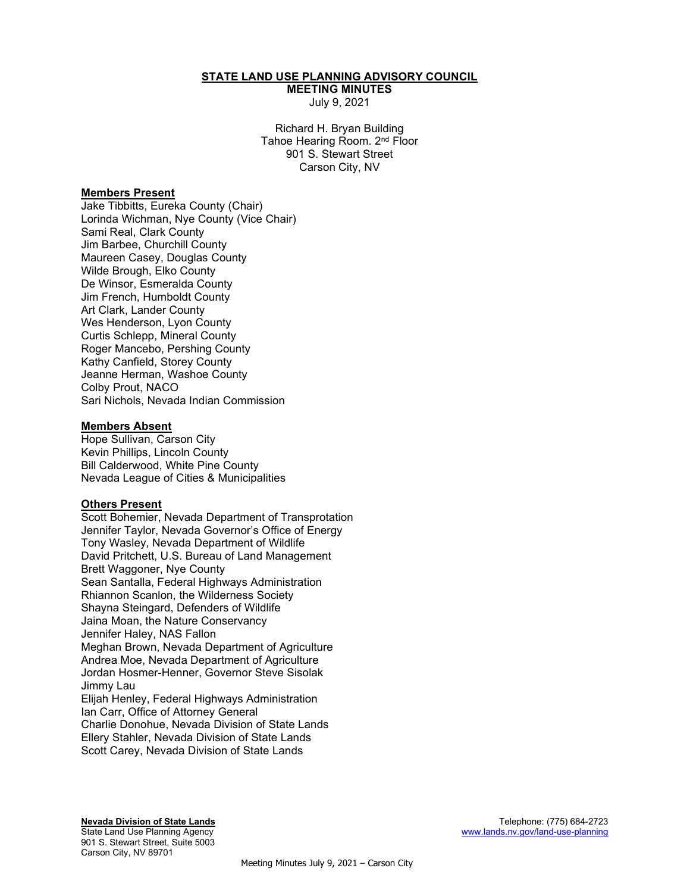**STATE LAND USE PLANNING ADVISORY COUNCIL**
**MEETING MINUTES**
July 9, 2021

Richard H. Bryan Building
Tahoe Hearing Room. 2nd Floor
901 S. Stewart Street
Carson City, NV

**Members Present**
Jake Tibbitts, Eureka County (Chair)
Lorinda Wichman, Nye County (Vice Chair)
Sami Real, Clark County
Jim Barbee, Churchill County
Maureen Casey, Douglas County
Wilde Brough, Elko County
De Winsor, Esmeralda County
Jim French, Humboldt County
Art Clark, Lander County
Wes Henderson, Lyon County
Curtis Schlepp, Mineral County
Roger Mancebo, Pershing County
Kathy Canfield, Storey County
Jeanne Herman, Washoe County
Colby Prout, NACO
Sari Nichols, Nevada Indian Commission

**Members Absent**
Hope Sullivan, Carson City
Kevin Phillips, Lincoln County
Bill Calderwood, White Pine County
Nevada League of Cities & Municipalities

**Others Present**
Scott Bohemier, Nevada Department of Transprotation
Jennifer Taylor, Nevada Governor's Office of Energy
Tony Wasley, Nevada Department of Wildlife
David Pritchett, U.S. Bureau of Land Management
Brett Waggoner, Nye County
Sean Santalla, Federal Highways Administration
Rhiannon Scanlon, the Wilderness Society
Shayna Steingard, Defenders of Wildlife
Jaina Moan, the Nature Conservancy
Jennifer Haley, NAS Fallon
Meghan Brown, Nevada Department of Agriculture
Andrea Moe, Nevada Department of Agriculture
Jordan Hosmer-Henner, Governor Steve Sisolak
Jimmy Lau
Elijah Henley, Federal Highways Administration
Ian Carr, Office of Attorney General
Charlie Donohue, Nevada Division of State Lands
Ellery Stahler, Nevada Division of State Lands
Scott Carey, Nevada Division of State Lands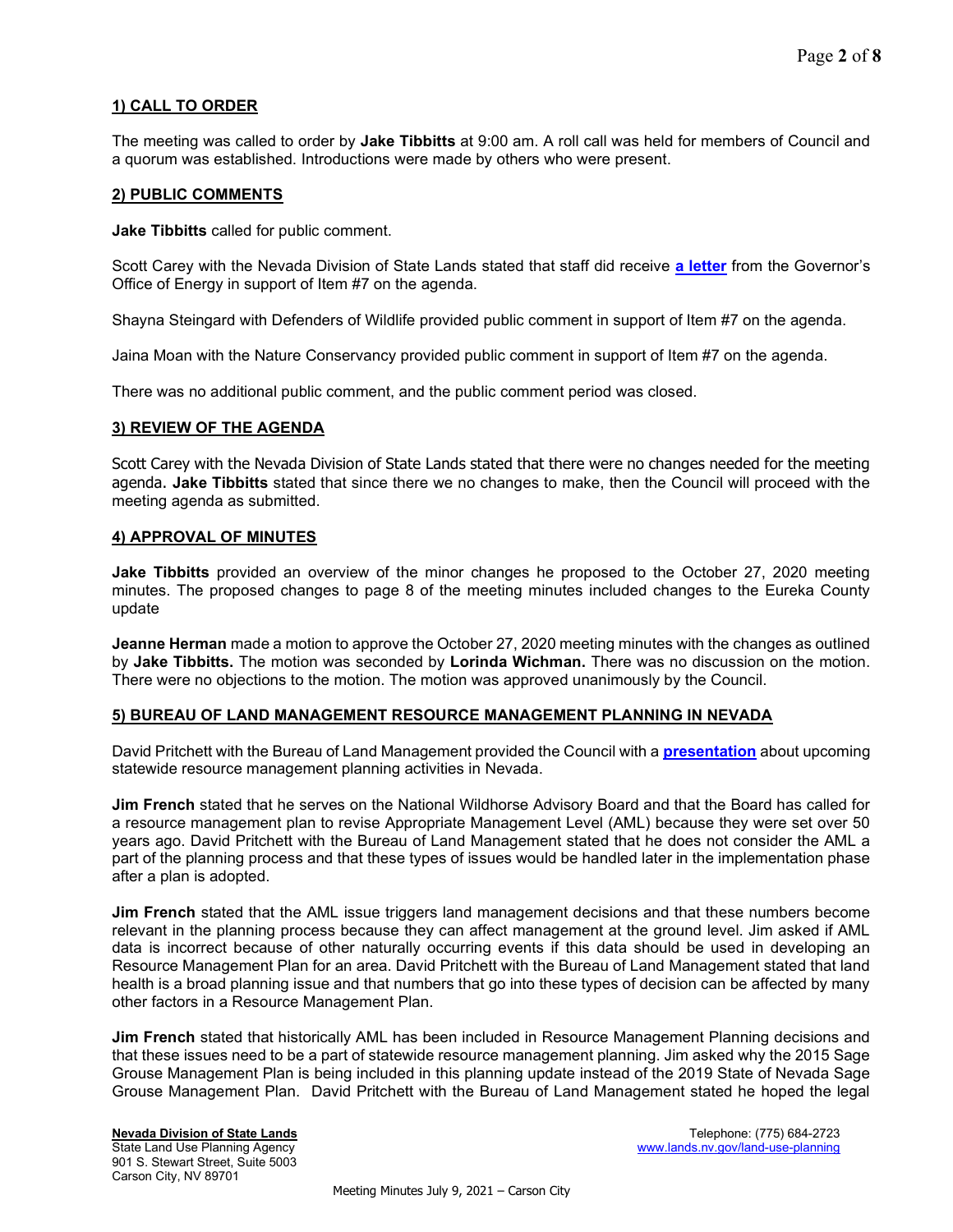## 1) CALL TO ORDER

The meeting was called to order by **Jake Tibbitts** at 9:00 am. A roll call was held for members of Council and a quorum was established. Introductions were made by others who were present.

## 2) PUBLIC COMMENTS

**Jake Tibbitts** called for public comment.

Scott Carey with the Nevada Division of State Lands stated that staff did receive **a letter** from the Governor's Office of Energy in support of Item #7 on the agenda.

Shayna Steingard with Defenders of Wildlife provided public comment in support of Item #7 on the agenda.

Jaina Moan with the Nature Conservancy provided public comment in support of Item #7 on the agenda.

There was no additional public comment, and the public comment period was closed.

## 3) REVIEW OF THE AGENDA

Scott Carey with the Nevada Division of State Lands stated that there were no changes needed for the meeting agenda**. Jake Tibbitts** stated that since there we no changes to make, then the Council will proceed with the meeting agenda as submitted.

## 4) APPROVAL OF MINUTES

**Jake Tibbitts** provided an overview of the minor changes he proposed to the October 27, 2020 meeting minutes. The proposed changes to page 8 of the meeting minutes included changes to the Eureka County update

**Jeanne Herman** made a motion to approve the October 27, 2020 meeting minutes with the changes as outlined by **Jake Tibbitts.** The motion was seconded by **Lorinda Wichman.** There was no discussion on the motion. There were no objections to the motion. The motion was approved unanimously by the Council.

## 5) BUREAU OF LAND MANAGEMENT RESOURCE MANAGEMENT PLANNING IN NEVADA

David Pritchett with the Bureau of Land Management provided the Council with a **presentation** about upcoming statewide resource management planning activities in Nevada.

**Jim French** stated that he serves on the National Wildhorse Advisory Board and that the Board has called for a resource management plan to revise Appropriate Management Level (AML) because they were set over 50 years ago. David Pritchett with the Bureau of Land Management stated that he does not consider the AML a part of the planning process and that these types of issues would be handled later in the implementation phase after a plan is adopted.

**Jim French** stated that the AML issue triggers land management decisions and that these numbers become relevant in the planning process because they can affect management at the ground level. Jim asked if AML data is incorrect because of other naturally occurring events if this data should be used in developing an Resource Management Plan for an area. David Pritchett with the Bureau of Land Management stated that land health is a broad planning issue and that numbers that go into these types of decision can be affected by many other factors in a Resource Management Plan.

**Jim French** stated that historically AML has been included in Resource Management Planning decisions and that these issues need to be a part of statewide resource management planning. Jim asked why the 2015 Sage Grouse Management Plan is being included in this planning update instead of the 2019 State of Nevada Sage Grouse Management Plan. David Pritchett with the Bureau of Land Management stated he hoped the legal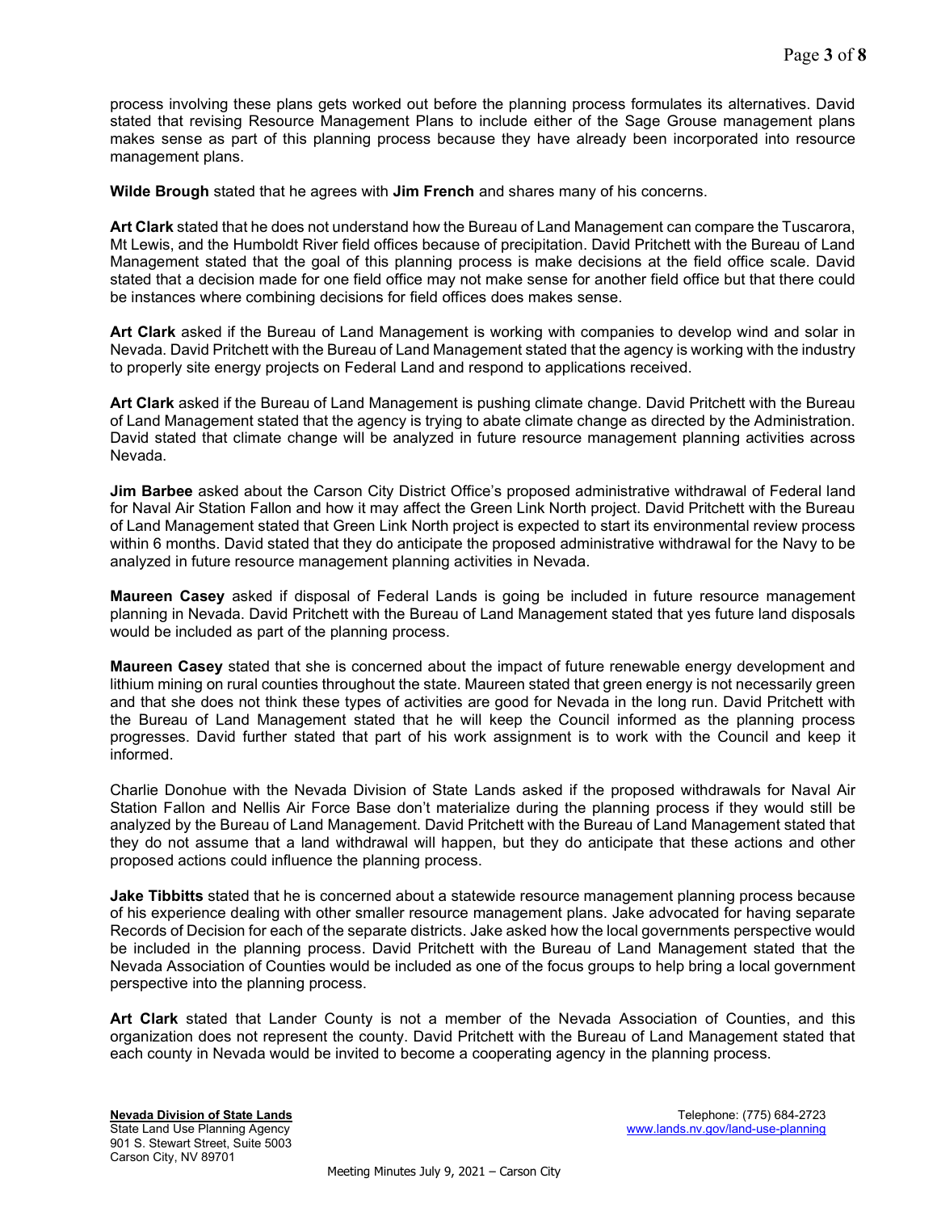process involving these plans gets worked out before the planning process formulates its alternatives. David stated that revising Resource Management Plans to include either of the Sage Grouse management plans makes sense as part of this planning process because they have already been incorporated into resource management plans.

**Wilde Brough** stated that he agrees with **Jim French** and shares many of his concerns.

**Art Clark** stated that he does not understand how the Bureau of Land Management can compare the Tuscarora, Mt Lewis, and the Humboldt River field offices because of precipitation. David Pritchett with the Bureau of Land Management stated that the goal of this planning process is make decisions at the field office scale. David stated that a decision made for one field office may not make sense for another field office but that there could be instances where combining decisions for field offices does makes sense.

**Art Clark** asked if the Bureau of Land Management is working with companies to develop wind and solar in Nevada. David Pritchett with the Bureau of Land Management stated that the agency is working with the industry to properly site energy projects on Federal Land and respond to applications received.

**Art Clark** asked if the Bureau of Land Management is pushing climate change. David Pritchett with the Bureau of Land Management stated that the agency is trying to abate climate change as directed by the Administration. David stated that climate change will be analyzed in future resource management planning activities across Nevada.

**Jim Barbee** asked about the Carson City District Office's proposed administrative withdrawal of Federal land for Naval Air Station Fallon and how it may affect the Green Link North project. David Pritchett with the Bureau of Land Management stated that Green Link North project is expected to start its environmental review process within 6 months. David stated that they do anticipate the proposed administrative withdrawal for the Navy to be analyzed in future resource management planning activities in Nevada.

**Maureen Casey** asked if disposal of Federal Lands is going be included in future resource management planning in Nevada. David Pritchett with the Bureau of Land Management stated that yes future land disposals would be included as part of the planning process.

**Maureen Casey** stated that she is concerned about the impact of future renewable energy development and lithium mining on rural counties throughout the state. Maureen stated that green energy is not necessarily green and that she does not think these types of activities are good for Nevada in the long run. David Pritchett with the Bureau of Land Management stated that he will keep the Council informed as the planning process progresses. David further stated that part of his work assignment is to work with the Council and keep it informed.

Charlie Donohue with the Nevada Division of State Lands asked if the proposed withdrawals for Naval Air Station Fallon and Nellis Air Force Base don't materialize during the planning process if they would still be analyzed by the Bureau of Land Management. David Pritchett with the Bureau of Land Management stated that they do not assume that a land withdrawal will happen, but they do anticipate that these actions and other proposed actions could influence the planning process.

**Jake Tibbitts** stated that he is concerned about a statewide resource management planning process because of his experience dealing with other smaller resource management plans. Jake advocated for having separate Records of Decision for each of the separate districts. Jake asked how the local governments perspective would be included in the planning process. David Pritchett with the Bureau of Land Management stated that the Nevada Association of Counties would be included as one of the focus groups to help bring a local government perspective into the planning process.

**Art Clark** stated that Lander County is not a member of the Nevada Association of Counties, and this organization does not represent the county. David Pritchett with the Bureau of Land Management stated that each county in Nevada would be invited to become a cooperating agency in the planning process.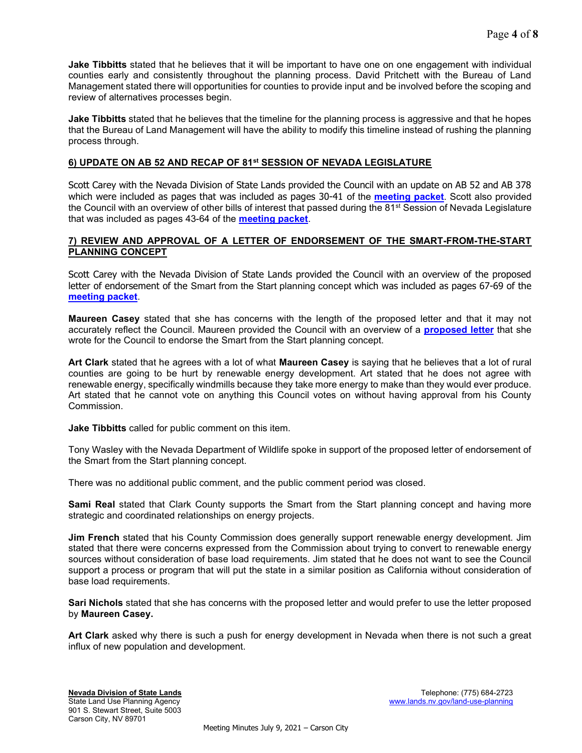**Jake Tibbitts** stated that he believes that it will be important to have one on one engagement with individual counties early and consistently throughout the planning process. David Pritchett with the Bureau of Land Management stated there will opportunities for counties to provide input and be involved before the scoping and review of alternatives processes begin.

**Jake Tibbitts** stated that he believes that the timeline for the planning process is aggressive and that he hopes that the Bureau of Land Management will have the ability to modify this timeline instead of rushing the planning process through.

## 6) UPDATE ON AB 52 AND RECAP OF 81st SESSION OF NEVADA LEGISLATURE

Scott Carey with the Nevada Division of State Lands provided the Council with an update on AB 52 and AB 378 which were included as pages that was included as pages 30-41 of the **meeting packet**. Scott also provided the Council with an overview of other bills of interest that passed during the 81st Session of Nevada Legislature that was included as pages 43-64 of the **meeting packet**.

## 7) REVIEW AND APPROVAL OF A LETTER OF ENDORSEMENT OF THE SMART-FROM-THE-START PLANNING CONCEPT

Scott Carey with the Nevada Division of State Lands provided the Council with an overview of the proposed letter of endorsement of the Smart from the Start planning concept which was included as pages 67-69 of the **meeting packet**.

**Maureen Casey** stated that she has concerns with the length of the proposed letter and that it may not accurately reflect the Council. Maureen provided the Council with an overview of a **proposed letter** that she wrote for the Council to endorse the Smart from the Start planning concept.

**Art Clark** stated that he agrees with a lot of what **Maureen Casey** is saying that he believes that a lot of rural counties are going to be hurt by renewable energy development. Art stated that he does not agree with renewable energy, specifically windmills because they take more energy to make than they would ever produce. Art stated that he cannot vote on anything this Council votes on without having approval from his County Commission.

**Jake Tibbitts** called for public comment on this item.

Tony Wasley with the Nevada Department of Wildlife spoke in support of the proposed letter of endorsement of the Smart from the Start planning concept.

There was no additional public comment, and the public comment period was closed.

**Sami Real** stated that Clark County supports the Smart from the Start planning concept and having more strategic and coordinated relationships on energy projects.

**Jim French** stated that his County Commission does generally support renewable energy development. Jim stated that there were concerns expressed from the Commission about trying to convert to renewable energy sources without consideration of base load requirements. Jim stated that he does not want to see the Council support a process or program that will put the state in a similar position as California without consideration of base load requirements.

**Sari Nichols** stated that she has concerns with the proposed letter and would prefer to use the letter proposed by **Maureen Casey.**

**Art Clark** asked why there is such a push for energy development in Nevada when there is not such a great influx of new population and development.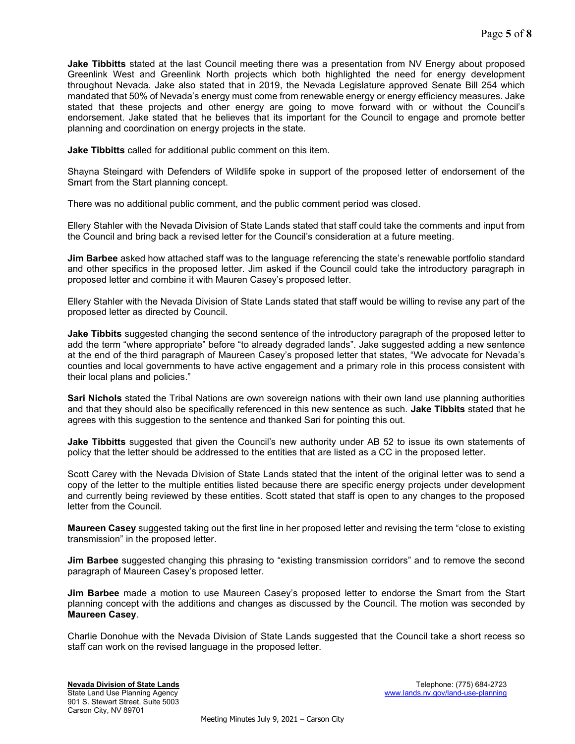**Jake Tibbitts** stated at the last Council meeting there was a presentation from NV Energy about proposed Greenlink West and Greenlink North projects which both highlighted the need for energy development throughout Nevada. Jake also stated that in 2019, the Nevada Legislature approved Senate Bill 254 which mandated that 50% of Nevada's energy must come from renewable energy or energy efficiency measures. Jake stated that these projects and other energy are going to move forward with or without the Council's endorsement. Jake stated that he believes that its important for the Council to engage and promote better planning and coordination on energy projects in the state.

**Jake Tibbitts** called for additional public comment on this item.

Shayna Steingard with Defenders of Wildlife spoke in support of the proposed letter of endorsement of the Smart from the Start planning concept.

There was no additional public comment, and the public comment period was closed.

Ellery Stahler with the Nevada Division of State Lands stated that staff could take the comments and input from the Council and bring back a revised letter for the Council's consideration at a future meeting.

**Jim Barbee** asked how attached staff was to the language referencing the state's renewable portfolio standard and other specifics in the proposed letter. Jim asked if the Council could take the introductory paragraph in proposed letter and combine it with Mauren Casey's proposed letter.

Ellery Stahler with the Nevada Division of State Lands stated that staff would be willing to revise any part of the proposed letter as directed by Council.

**Jake Tibbits** suggested changing the second sentence of the introductory paragraph of the proposed letter to add the term "where appropriate" before "to already degraded lands". Jake suggested adding a new sentence at the end of the third paragraph of Maureen Casey's proposed letter that states, "We advocate for Nevada's counties and local governments to have active engagement and a primary role in this process consistent with their local plans and policies."

**Sari Nichols** stated the Tribal Nations are own sovereign nations with their own land use planning authorities and that they should also be specifically referenced in this new sentence as such. **Jake Tibbitts** stated that he agrees with this suggestion to the sentence and thanked Sari for pointing this out.

**Jake Tibbitts** suggested that given the Council's new authority under AB 52 to issue its own statements of policy that the letter should be addressed to the entities that are listed as a CC in the proposed letter.

Scott Carey with the Nevada Division of State Lands stated that the intent of the original letter was to send a copy of the letter to the multiple entities listed because there are specific energy projects under development and currently being reviewed by these entities. Scott stated that staff is open to any changes to the proposed letter from the Council.

**Maureen Casey** suggested taking out the first line in her proposed letter and revising the term "close to existing transmission" in the proposed letter.

**Jim Barbee** suggested changing this phrasing to "existing transmission corridors" and to remove the second paragraph of Maureen Casey's proposed letter.

**Jim Barbee** made a motion to use Maureen Casey's proposed letter to endorse the Smart from the Start planning concept with the additions and changes as discussed by the Council. The motion was seconded by **Maureen Casey**.

Charlie Donohue with the Nevada Division of State Lands suggested that the Council take a short recess so staff can work on the revised language in the proposed letter.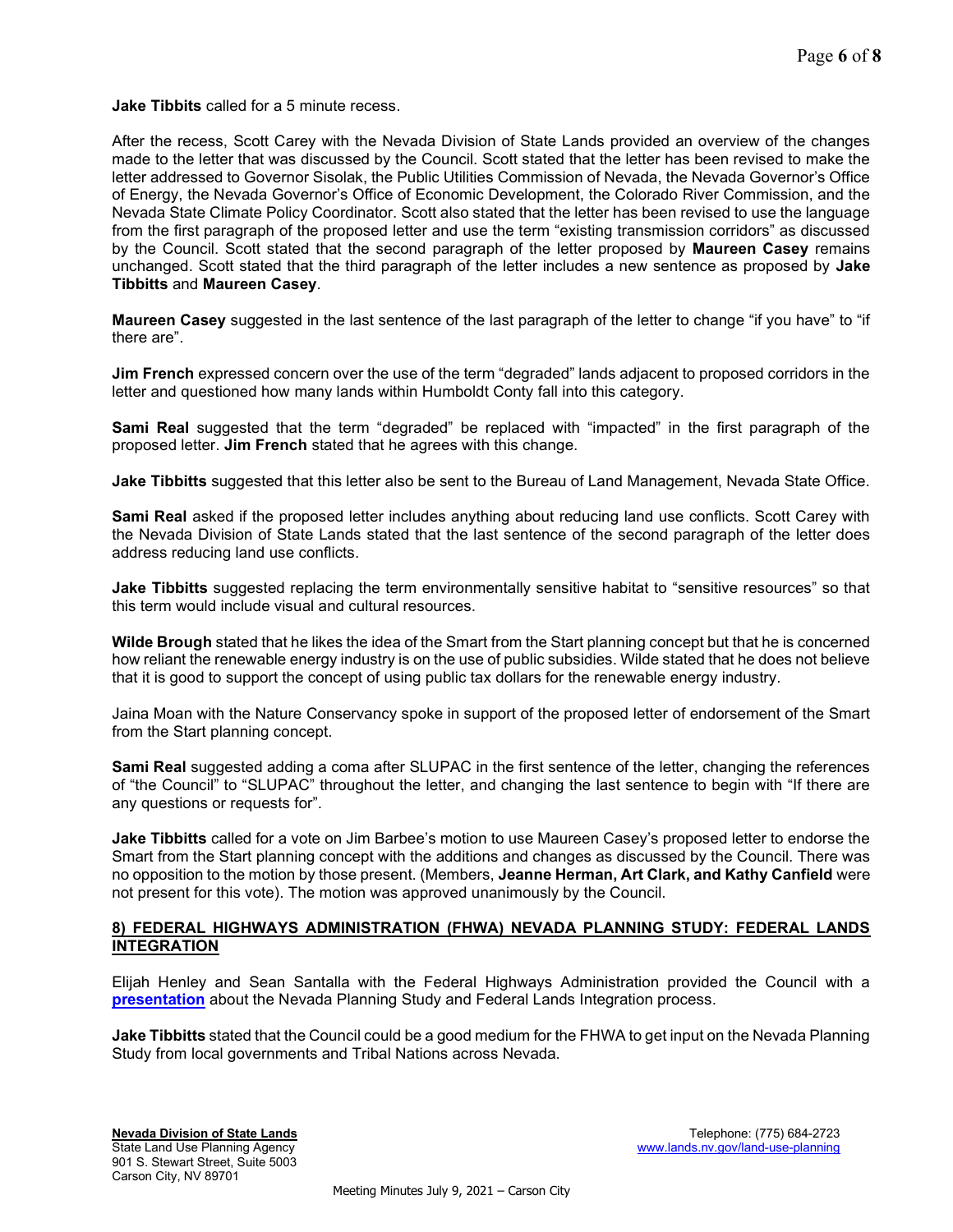**Jake Tibbits** called for a 5 minute recess.

After the recess, Scott Carey with the Nevada Division of State Lands provided an overview of the changes made to the letter that was discussed by the Council. Scott stated that the letter has been revised to make the letter addressed to Governor Sisolak, the Public Utilities Commission of Nevada, the Nevada Governor's Office of Energy, the Nevada Governor's Office of Economic Development, the Colorado River Commission, and the Nevada State Climate Policy Coordinator. Scott also stated that the letter has been revised to use the language from the first paragraph of the proposed letter and use the term "existing transmission corridors" as discussed by the Council. Scott stated that the second paragraph of the letter proposed by **Maureen Casey** remains unchanged. Scott stated that the third paragraph of the letter includes a new sentence as proposed by **Jake Tibbitts** and **Maureen Casey**.

**Maureen Casey** suggested in the last sentence of the last paragraph of the letter to change "if you have" to "if there are".

**Jim French** expressed concern over the use of the term "degraded" lands adjacent to proposed corridors in the letter and questioned how many lands within Humboldt Conty fall into this category.

**Sami Real** suggested that the term "degraded" be replaced with "impacted" in the first paragraph of the proposed letter. **Jim French** stated that he agrees with this change.

**Jake Tibbitts** suggested that this letter also be sent to the Bureau of Land Management, Nevada State Office.

**Sami Real** asked if the proposed letter includes anything about reducing land use conflicts. Scott Carey with the Nevada Division of State Lands stated that the last sentence of the second paragraph of the letter does address reducing land use conflicts.

**Jake Tibbitts** suggested replacing the term environmentally sensitive habitat to "sensitive resources" so that this term would include visual and cultural resources.

**Wilde Brough** stated that he likes the idea of the Smart from the Start planning concept but that he is concerned how reliant the renewable energy industry is on the use of public subsidies. Wilde stated that he does not believe that it is good to support the concept of using public tax dollars for the renewable energy industry.

Jaina Moan with the Nature Conservancy spoke in support of the proposed letter of endorsement of the Smart from the Start planning concept.

**Sami Real** suggested adding a coma after SLUPAC in the first sentence of the letter, changing the references of "the Council" to "SLUPAC" throughout the letter, and changing the last sentence to begin with "If there are any questions or requests for".

**Jake Tibbitts** called for a vote on Jim Barbee's motion to use Maureen Casey's proposed letter to endorse the Smart from the Start planning concept with the additions and changes as discussed by the Council. There was no opposition to the motion by those present. (Members, **Jeanne Herman, Art Clark, and Kathy Canfield** were not present for this vote). The motion was approved unanimously by the Council.

## 8) FEDERAL HIGHWAYS ADMINISTRATION (FHWA) NEVADA PLANNING STUDY: FEDERAL LANDS INTEGRATION

Elijah Henley and Sean Santalla with the Federal Highways Administration provided the Council with a **presentation** about the Nevada Planning Study and Federal Lands Integration process.

**Jake Tibbitts** stated that the Council could be a good medium for the FHWA to get input on the Nevada Planning Study from local governments and Tribal Nations across Nevada.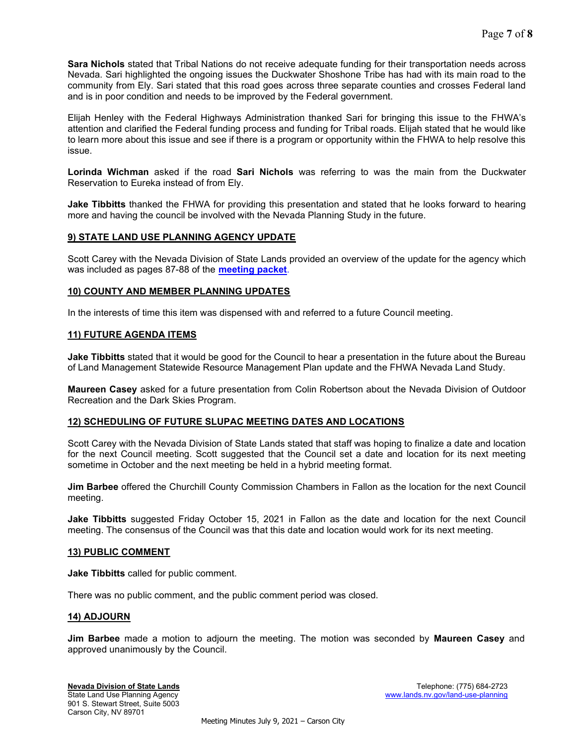**Sara Nichols** stated that Tribal Nations do not receive adequate funding for their transportation needs across Nevada. Sari highlighted the ongoing issues the Duckwater Shoshone Tribe has had with its main road to the community from Ely. Sari stated that this road goes across three separate counties and crosses Federal land and is in poor condition and needs to be improved by the Federal government.

Elijah Henley with the Federal Highways Administration thanked Sari for bringing this issue to the FHWA's attention and clarified the Federal funding process and funding for Tribal roads. Elijah stated that he would like to learn more about this issue and see if there is a program or opportunity within the FHWA to help resolve this issue.

**Lorinda Wichman** asked if the road **Sari Nichols** was referring to was the main from the Duckwater Reservation to Eureka instead of from Ely.

**Jake Tibbitts** thanked the FHWA for providing this presentation and stated that he looks forward to hearing more and having the council be involved with the Nevada Planning Study in the future.

## 9) STATE LAND USE PLANNING AGENCY UPDATE

Scott Carey with the Nevada Division of State Lands provided an overview of the update for the agency which was included as pages 87-88 of the **meeting packet**.

## 10) COUNTY AND MEMBER PLANNING UPDATES

In the interests of time this item was dispensed with and referred to a future Council meeting.

## 11) FUTURE AGENDA ITEMS

**Jake Tibbitts** stated that it would be good for the Council to hear a presentation in the future about the Bureau of Land Management Statewide Resource Management Plan update and the FHWA Nevada Land Study.

**Maureen Casey** asked for a future presentation from Colin Robertson about the Nevada Division of Outdoor Recreation and the Dark Skies Program.

## 12) SCHEDULING OF FUTURE SLUPAC MEETING DATES AND LOCATIONS

Scott Carey with the Nevada Division of State Lands stated that staff was hoping to finalize a date and location for the next Council meeting. Scott suggested that the Council set a date and location for its next meeting sometime in October and the next meeting be held in a hybrid meeting format.

**Jim Barbee** offered the Churchill County Commission Chambers in Fallon as the location for the next Council meeting.

**Jake Tibbitts** suggested Friday October 15, 2021 in Fallon as the date and location for the next Council meeting. The consensus of the Council was that this date and location would work for its next meeting.

## 13) PUBLIC COMMENT

**Jake Tibbitts** called for public comment.

There was no public comment, and the public comment period was closed.

## 14) ADJOURN

**Jim Barbee** made a motion to adjourn the meeting. The motion was seconded by **Maureen Casey** and approved unanimously by the Council.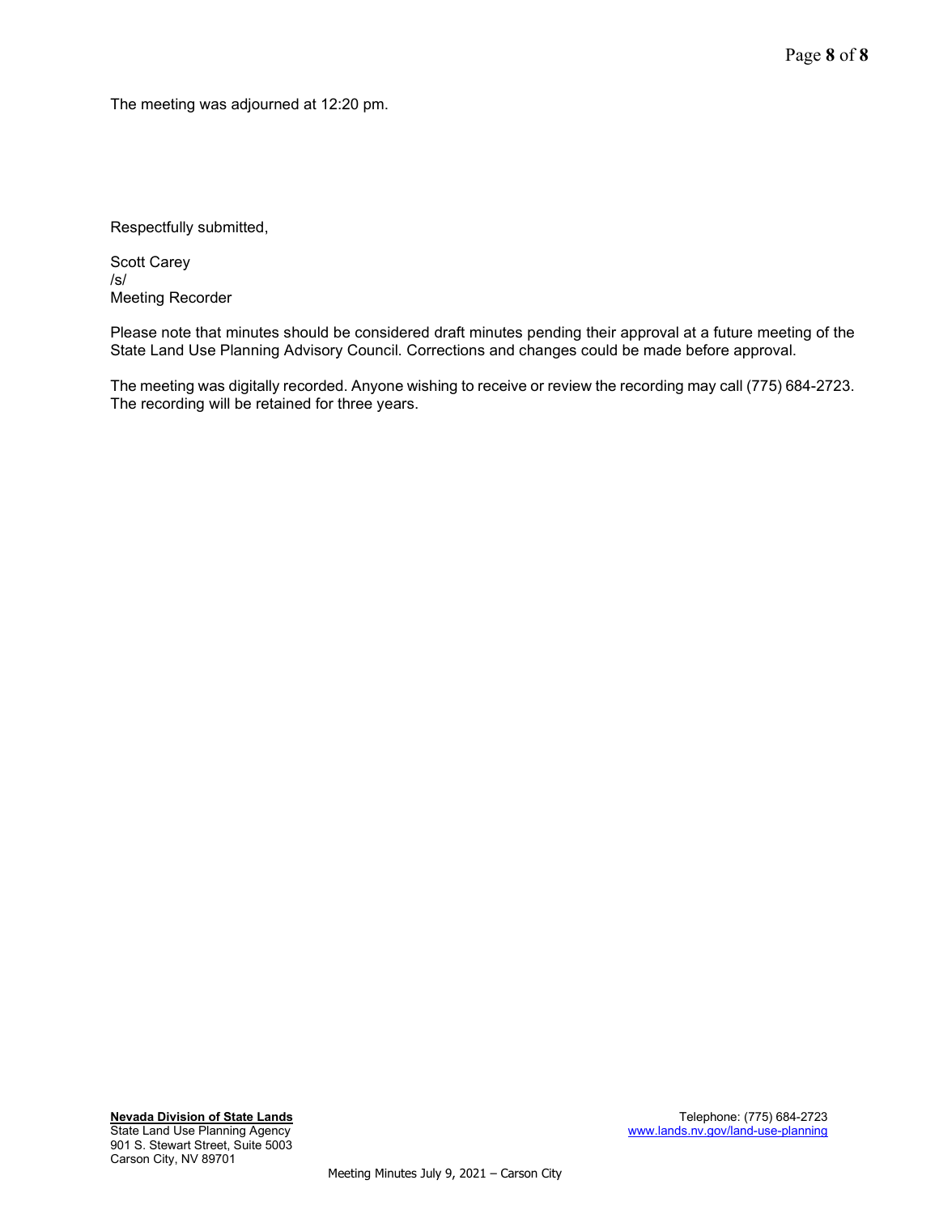The meeting was adjourned at 12:20 pm.

Respectfully submitted,

Scott Carey
/s/
Meeting Recorder

Please note that minutes should be considered draft minutes pending their approval at a future meeting of the State Land Use Planning Advisory Council. Corrections and changes could be made before approval.

The meeting was digitally recorded. Anyone wishing to receive or review the recording may call (775) 684-2723. The recording will be retained for three years.